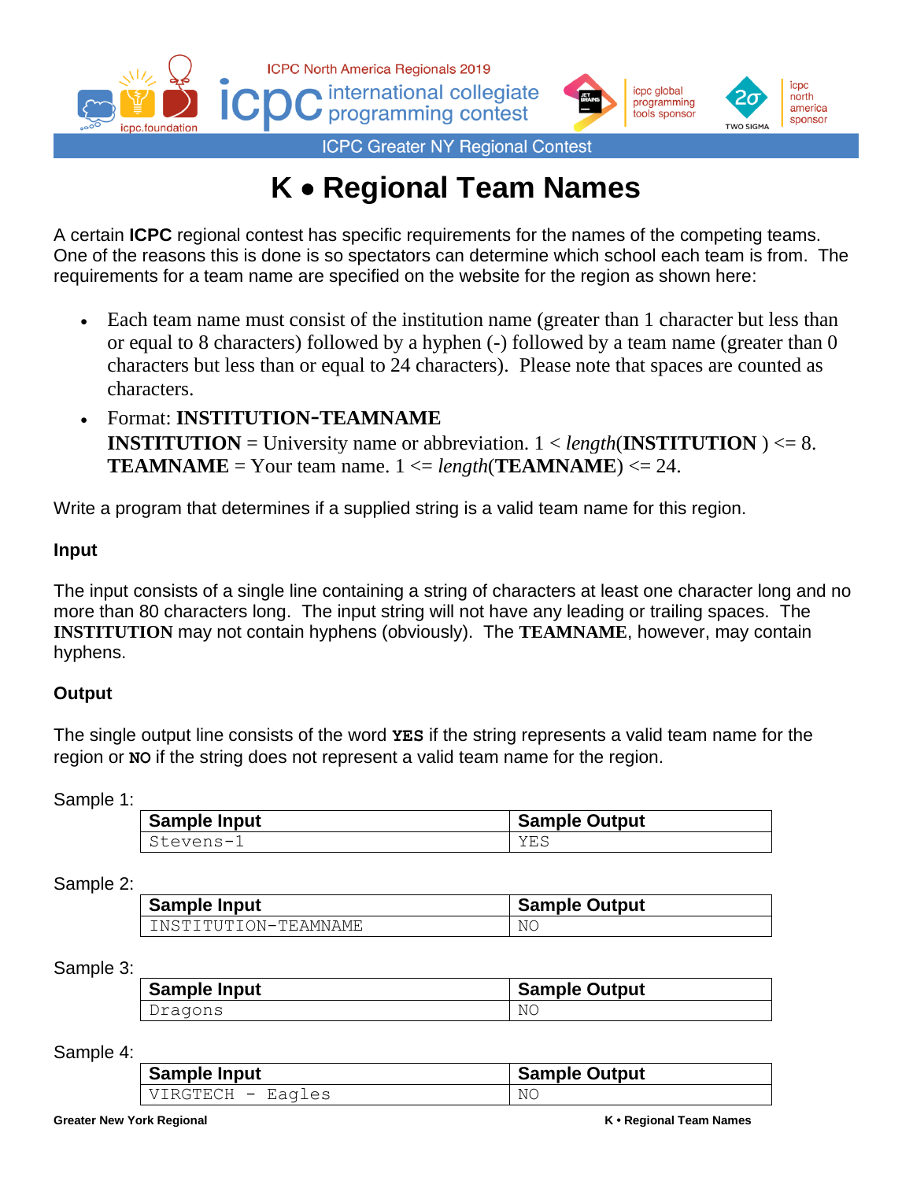# K • Regional Team Names

A certain **ICPC** regional contest has specific requirements for the names of the competing teams. One of the reasons this is done is so spectators can determine which school each team is from. The requirements for a team name are specified on the website for the region as shown here:

- Each team name must consist of the institution name (greater than 1 character but less than or equal to 8 characters) followed by a hyphen (-) followed by a team name (greater than 0 characters but less than or equal to 24 characters). Please note that spaces are counted as characters.
- Format: **INSTITUTION-TEAMNAME**
  **INSTITUTION** = University name or abbreviation. 1 < *length*(**INSTITUTION** ) <= 8.
  **TEAMNAME** = Your team name. 1 <= *length*(**TEAMNAME**) <= 24.

Write a program that determines if a supplied string is a valid team name for this region.

### Input

The input consists of a single line containing a string of characters at least one character long and no more than 80 characters long. The input string will not have any leading or trailing spaces. The **INSTITUTION** may not contain hyphens (obviously). The **TEAMNAME**, however, may contain hyphens.

### Output

The single output line consists of the word **YES** if the string represents a valid team name for the region or **NO** if the string does not represent a valid team name for the region.

Sample 1:

| Sample Input | Sample Output |
|---|---|
| Stevens-1 | YES |

Sample 2:

| Sample Input | Sample Output |
|---|---|
| INSTITUTION-TEAMNAME | NO |

Sample 3:

| Sample Input | Sample Output |
|---|---|
| Dragons | NO |

Sample 4:

| Sample Input | Sample Output |
|---|---|
| VIRGTECH - Eagles | NO |